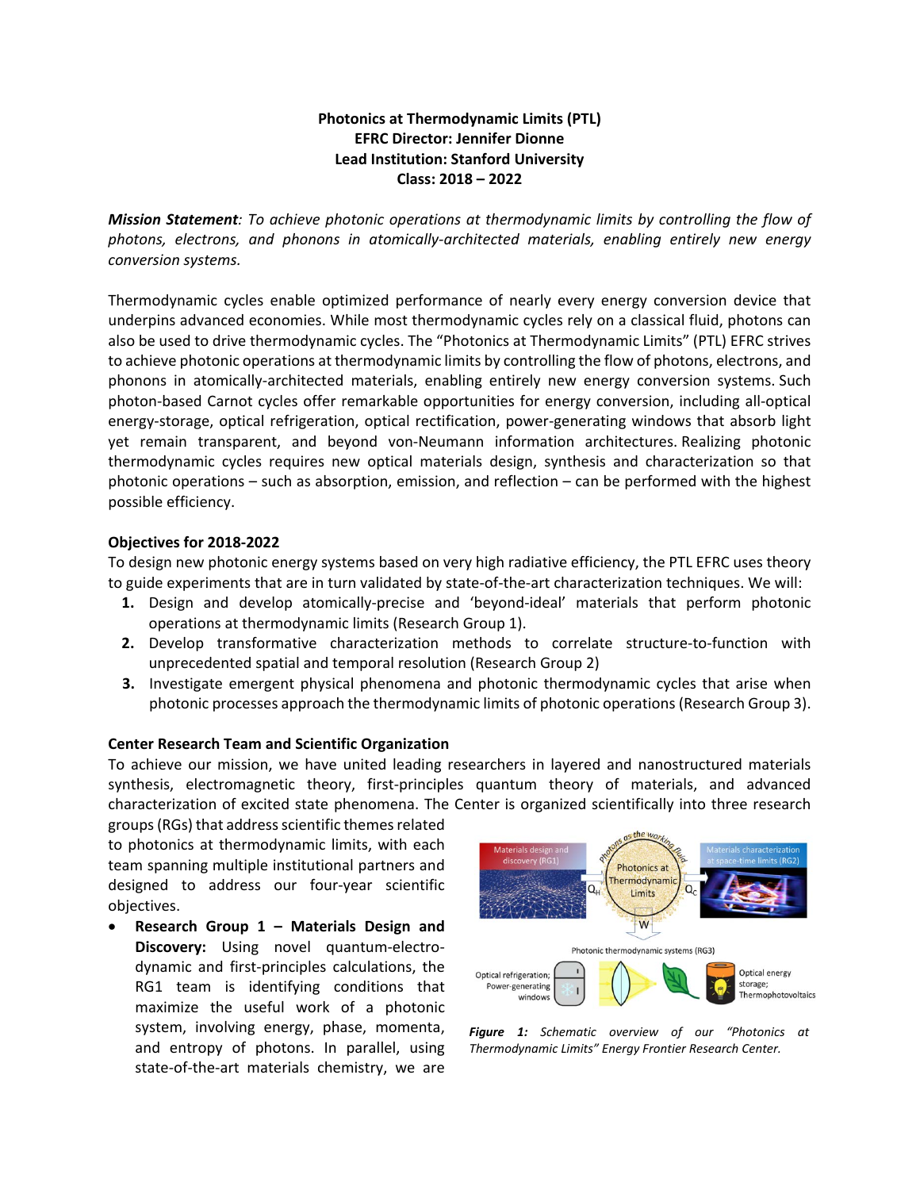**Photonics at Thermodynamic Limits (PTL)**
**EFRC Director: Jennifer Dionne**
**Lead Institution: Stanford University**
**Class: 2018 – 2022**

***Mission Statement**: To achieve photonic operations at thermodynamic limits by controlling the flow of photons, electrons, and phonons in atomically-architected materials, enabling entirely new energy conversion systems.*

Thermodynamic cycles enable optimized performance of nearly every energy conversion device that underpins advanced economies. While most thermodynamic cycles rely on a classical fluid, photons can also be used to drive thermodynamic cycles. The "Photonics at Thermodynamic Limits" (PTL) EFRC strives to achieve photonic operations at thermodynamic limits by controlling the flow of photons, electrons, and phonons in atomically-architected materials, enabling entirely new energy conversion systems. Such photon-based Carnot cycles offer remarkable opportunities for energy conversion, including all-optical energy-storage, optical refrigeration, optical rectification, power-generating windows that absorb light yet remain transparent, and beyond von-Neumann information architectures. Realizing photonic thermodynamic cycles requires new optical materials design, synthesis and characterization so that photonic operations – such as absorption, emission, and reflection – can be performed with the highest possible efficiency.

**Objectives for 2018-2022**

To design new photonic energy systems based on very high radiative efficiency, the PTL EFRC uses theory to guide experiments that are in turn validated by state-of-the-art characterization techniques. We will:

1. Design and develop atomically-precise and 'beyond-ideal' materials that perform photonic operations at thermodynamic limits (Research Group 1).
2. Develop transformative characterization methods to correlate structure-to-function with unprecedented spatial and temporal resolution (Research Group 2)
3. Investigate emergent physical phenomena and photonic thermodynamic cycles that arise when photonic processes approach the thermodynamic limits of photonic operations (Research Group 3).

**Center Research Team and Scientific Organization**

To achieve our mission, we have united leading researchers in layered and nanostructured materials synthesis, electromagnetic theory, first-principles quantum theory of materials, and advanced characterization of excited state phenomena. The Center is organized scientifically into three research groups (RGs) that address scientific themes related to photonics at thermodynamic limits, with each team spanning multiple institutional partners and designed to address our four-year scientific objectives.

- **Research Group 1 – Materials Design and Discovery:** Using novel quantum-electro-dynamic and first-principles calculations, the RG1 team is identifying conditions that maximize the useful work of a photonic system, involving energy, phase, momenta, and entropy of photons. In parallel, using state-of-the-art materials chemistry, we are

***Figure 1:** Schematic overview of our "Photonics at Thermodynamic Limits" Energy Frontier Research Center.*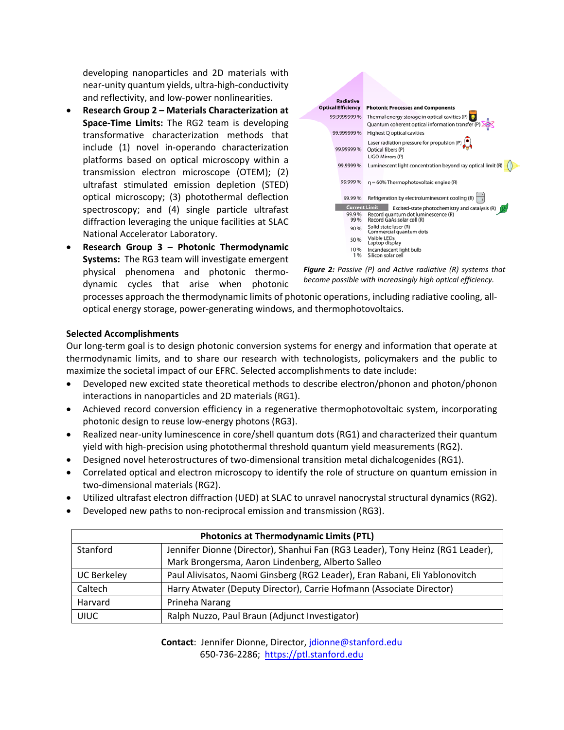developing nanoparticles and 2D materials with near-unity quantum yields, ultra-high-conductivity and reflectivity, and low-power nonlinearities.

- **Research Group 2 – Materials Characterization at Space-Time Limits:** The RG2 team is developing transformative characterization methods that include (1) novel in-operando characterization platforms based on optical microscopy within a transmission electron microscope (OTEM); (2) ultrafast stimulated emission depletion (STED) optical microscopy; (3) photothermal deflection spectroscopy; and (4) single particle ultrafast diffraction leveraging the unique facilities at SLAC National Accelerator Laboratory.
- **Research Group 3 – Photonic Thermodynamic Systems:** The RG3 team will investigate emergent physical phenomena and photonic thermo-dynamic cycles that arise when photonic processes approach the thermodynamic limits of photonic operations, including radiative cooling, all-optical energy storage, power-generating windows, and thermophotovoltaics.

Radiative Optical Efficiency
Photonic Processes and Components
99.9999999% Thermal energy storage in optical cavities (P)
Quantum coherent optical information transfer (P)
99.999999% Highest Q optical cavities
99.99999% Laser radiation pressure for propulsion (P)
Optical fibers (P)
LIGO Mirrors (P)
99.9999% Luminescent light concentration beyond ray optical limit (R)
99.999% η = 60% Thermophotovoltaic engine (R)
99.99% Refrigeration by electroluminescent cooling (R)
Current Limit
Excited-state photochemistry and catalysis (R)
99.9% Record quantum dot luminescence (R)
99% Record GaAs solar cell (R)
90% Solid state laser (R)
Commercial quantum dots
50% Visible LEDs
Laptop display
10% Incandescent light bulb
1% Silicon solar cell

***Figure 2:*** *Passive (P) and Active radiative (R) systems that become possible with increasingly high optical efficiency.*

## Selected Accomplishments

Our long-term goal is to design photonic conversion systems for energy and information that operate at thermodynamic limits, and to share our research with technologists, policymakers and the public to maximize the societal impact of our EFRC. Selected accomplishments to date include:

- Developed new excited state theoretical methods to describe electron/phonon and photon/phonon interactions in nanoparticles and 2D materials (RG1).
- Achieved record conversion efficiency in a regenerative thermophotovoltaic system, incorporating photonic design to reuse low-energy photons (RG3).
- Realized near-unity luminescence in core/shell quantum dots (RG1) and characterized their quantum yield with high-precision using photothermal threshold quantum yield measurements (RG2).
- Designed novel heterostructures of two-dimensional transition metal dichalcogenides (RG1).
- Correlated optical and electron microscopy to identify the role of structure on quantum emission in two-dimensional materials (RG2).
- Utilized ultrafast electron diffraction (UED) at SLAC to unravel nanocrystal structural dynamics (RG2).
- Developed new paths to non-reciprocal emission and transmission (RG3).

| Photonics at Thermodynamic Limits (PTL) | |
|---|---|
| Stanford | Jennifer Dionne (Director), Shanhui Fan (RG3 Leader), Tony Heinz (RG1 Leader), Mark Brongersma, Aaron Lindenberg, Alberto Salleo |
| UC Berkeley | Paul Alivisatos, Naomi Ginsberg (RG2 Leader), Eran Rabani, Eli Yablonovitch |
| Caltech | Harry Atwater (Deputy Director), Carrie Hofmann (Associate Director) |
| Harvard | Prineha Narang |
| UIUC | Ralph Nuzzo, Paul Braun (Adjunct Investigator) |

**Contact**: Jennifer Dionne, Director, jdionne@stanford.edu
650-736-2286; https://ptl.stanford.edu